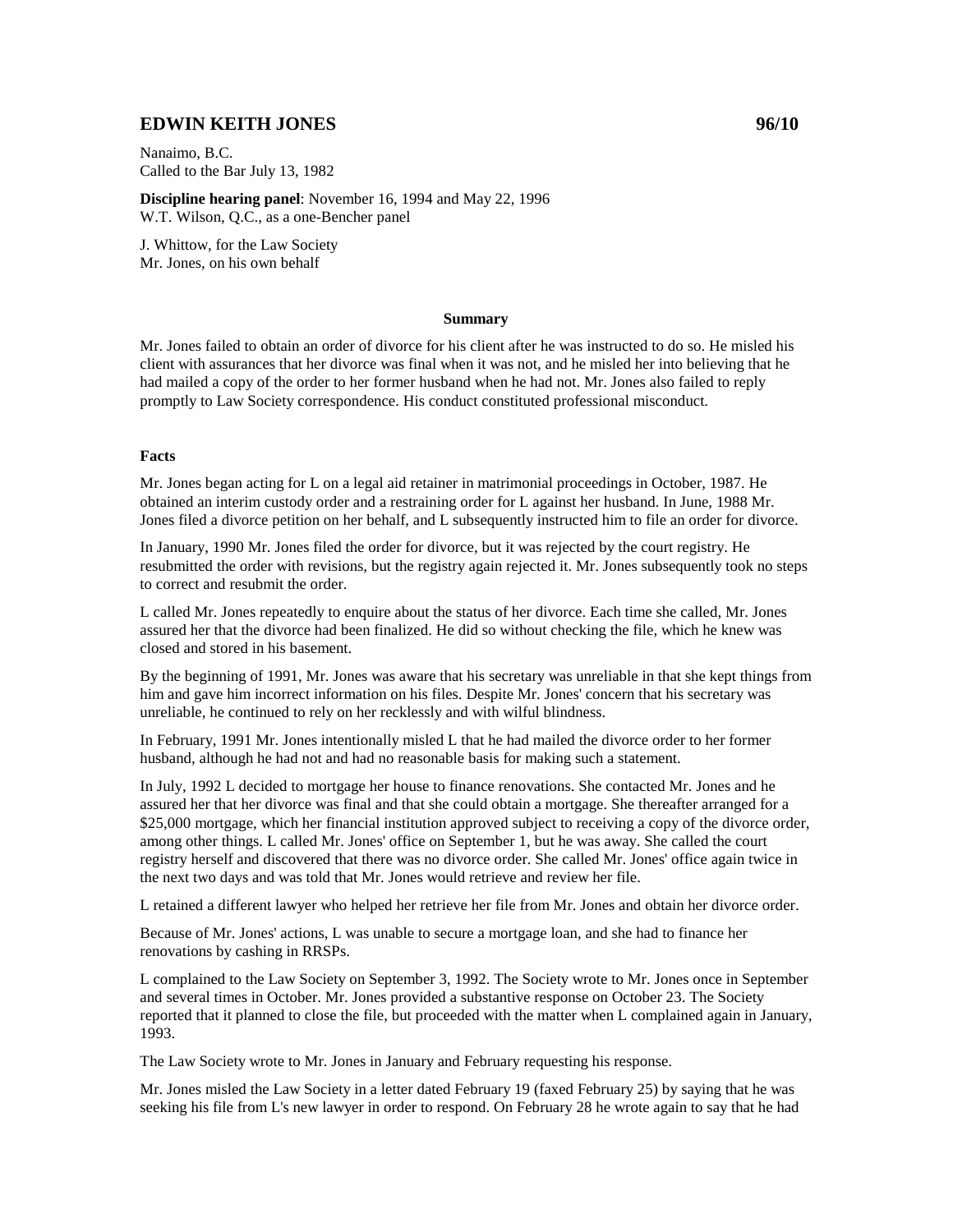## EDWIN KEITH JONES 96/10

Nanaimo, B.C.
Called to the Bar July 13, 1982

**Discipline hearing panel**: November 16, 1994 and May 22, 1996
W.T. Wilson, Q.C., as a one-Bencher panel

J. Whittow, for the Law Society
Mr. Jones, on his own behalf

**Summary**

Mr. Jones failed to obtain an order of divorce for his client after he was instructed to do so. He misled his client with assurances that her divorce was final when it was not, and he misled her into believing that he had mailed a copy of the order to her former husband when he had not. Mr. Jones also failed to reply promptly to Law Society correspondence. His conduct constituted professional misconduct.

**Facts**

Mr. Jones began acting for L on a legal aid retainer in matrimonial proceedings in October, 1987. He obtained an interim custody order and a restraining order for L against her husband. In June, 1988 Mr. Jones filed a divorce petition on her behalf, and L subsequently instructed him to file an order for divorce.

In January, 1990 Mr. Jones filed the order for divorce, but it was rejected by the court registry. He resubmitted the order with revisions, but the registry again rejected it. Mr. Jones subsequently took no steps to correct and resubmit the order.

L called Mr. Jones repeatedly to enquire about the status of her divorce. Each time she called, Mr. Jones assured her that the divorce had been finalized. He did so without checking the file, which he knew was closed and stored in his basement.

By the beginning of 1991, Mr. Jones was aware that his secretary was unreliable in that she kept things from him and gave him incorrect information on his files. Despite Mr. Jones' concern that his secretary was unreliable, he continued to rely on her recklessly and with wilful blindness.

In February, 1991 Mr. Jones intentionally misled L that he had mailed the divorce order to her former husband, although he had not and had no reasonable basis for making such a statement.

In July, 1992 L decided to mortgage her house to finance renovations. She contacted Mr. Jones and he assured her that her divorce was final and that she could obtain a mortgage. She thereafter arranged for a $25,000 mortgage, which her financial institution approved subject to receiving a copy of the divorce order, among other things. L called Mr. Jones' office on September 1, but he was away. She called the court registry herself and discovered that there was no divorce order. She called Mr. Jones' office again twice in the next two days and was told that Mr. Jones would retrieve and review her file.

L retained a different lawyer who helped her retrieve her file from Mr. Jones and obtain her divorce order.

Because of Mr. Jones' actions, L was unable to secure a mortgage loan, and she had to finance her renovations by cashing in RRSPs.

L complained to the Law Society on September 3, 1992. The Society wrote to Mr. Jones once in September and several times in October. Mr. Jones provided a substantive response on October 23. The Society reported that it planned to close the file, but proceeded with the matter when L complained again in January, 1993.

The Law Society wrote to Mr. Jones in January and February requesting his response.

Mr. Jones misled the Law Society in a letter dated February 19 (faxed February 25) by saying that he was seeking his file from L's new lawyer in order to respond. On February 28 he wrote again to say that he had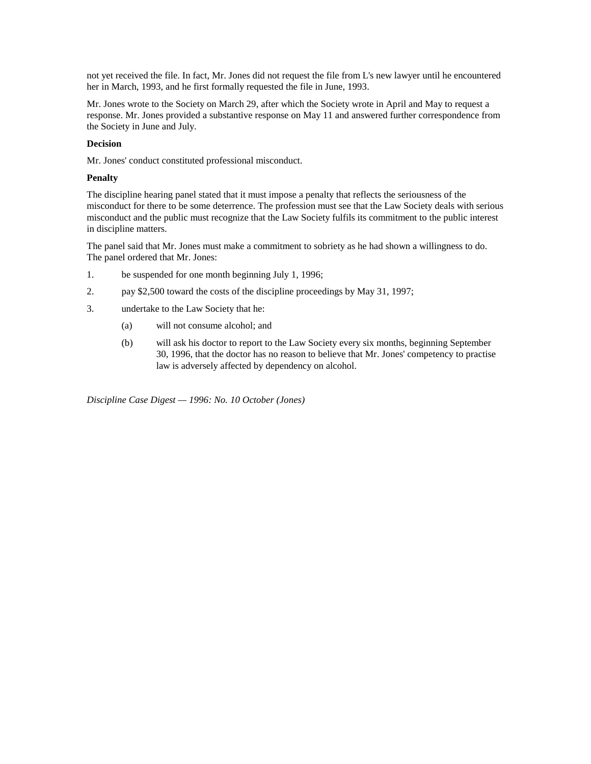not yet received the file. In fact, Mr. Jones did not request the file from L's new lawyer until he encountered her in March, 1993, and he first formally requested the file in June, 1993.

Mr. Jones wrote to the Society on March 29, after which the Society wrote in April and May to request a response. Mr. Jones provided a substantive response on May 11 and answered further correspondence from the Society in June and July.

**Decision**

Mr. Jones' conduct constituted professional misconduct.

**Penalty**

The discipline hearing panel stated that it must impose a penalty that reflects the seriousness of the misconduct for there to be some deterrence. The profession must see that the Law Society deals with serious misconduct and the public must recognize that the Law Society fulfils its commitment to the public interest in discipline matters.

The panel said that Mr. Jones must make a commitment to sobriety as he had shown a willingness to do. The panel ordered that Mr. Jones:

1. be suspended for one month beginning July 1, 1996;
2. pay $2,500 toward the costs of the discipline proceedings by May 31, 1997;
3. undertake to the Law Society that he:
   - (a) will not consume alcohol; and
   - (b) will ask his doctor to report to the Law Society every six months, beginning September 30, 1996, that the doctor has no reason to believe that Mr. Jones' competency to practise law is adversely affected by dependency on alcohol.

*Discipline Case Digest — 1996: No. 10 October (Jones)*